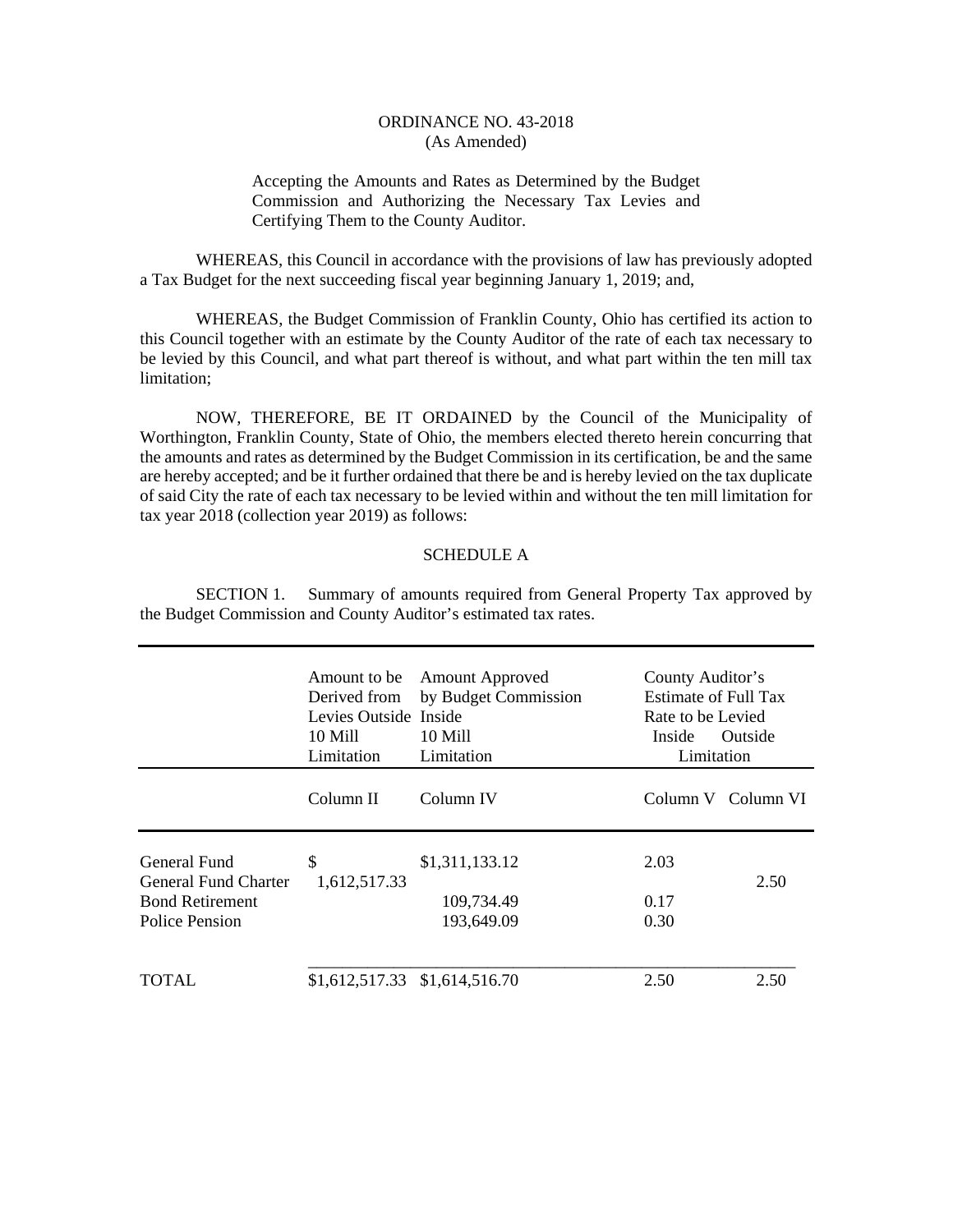ORDINANCE NO. 43-2018
(As Amended)

Accepting the Amounts and Rates as Determined by the Budget Commission and Authorizing the Necessary Tax Levies and Certifying Them to the County Auditor.

WHEREAS, this Council in accordance with the provisions of law has previously adopted a Tax Budget for the next succeeding fiscal year beginning January 1, 2019; and,

WHEREAS, the Budget Commission of Franklin County, Ohio has certified its action to this Council together with an estimate by the County Auditor of the rate of each tax necessary to be levied by this Council, and what part thereof is without, and what part within the ten mill tax limitation;

NOW, THEREFORE, BE IT ORDAINED by the Council of the Municipality of Worthington, Franklin County, State of Ohio, the members elected thereto herein concurring that the amounts and rates as determined by the Budget Commission in its certification, be and the same are hereby accepted; and be it further ordained that there be and is hereby levied on the tax duplicate of said City the rate of each tax necessary to be levied within and without the ten mill limitation for tax year 2018 (collection year 2019) as follows:

SCHEDULE A

SECTION 1. Summary of amounts required from General Property Tax approved by the Budget Commission and County Auditor's estimated tax rates.

| | Amount to be Derived from Levies Outside 10 Mill Limitation | Amount Approved by Budget Commission Inside 10 Mill Limitation | County Auditor's Estimate of Full Tax Rate to be Levied Inside | Limitation Outside |
|---|---|---|---|---|
| | Column II | Column IV | Column V | Column VI |
| General Fund | $ | $1,311,133.12 | 2.03 | |
| General Fund Charter | 1,612,517.33 | | | 2.50 |
| Bond Retirement | | 109,734.49 | 0.17 | |
| Police Pension | | 193,649.09 | 0.30 | |
| TOTAL | $1,612,517.33 | $1,614,516.70 | 2.50 | 2.50 |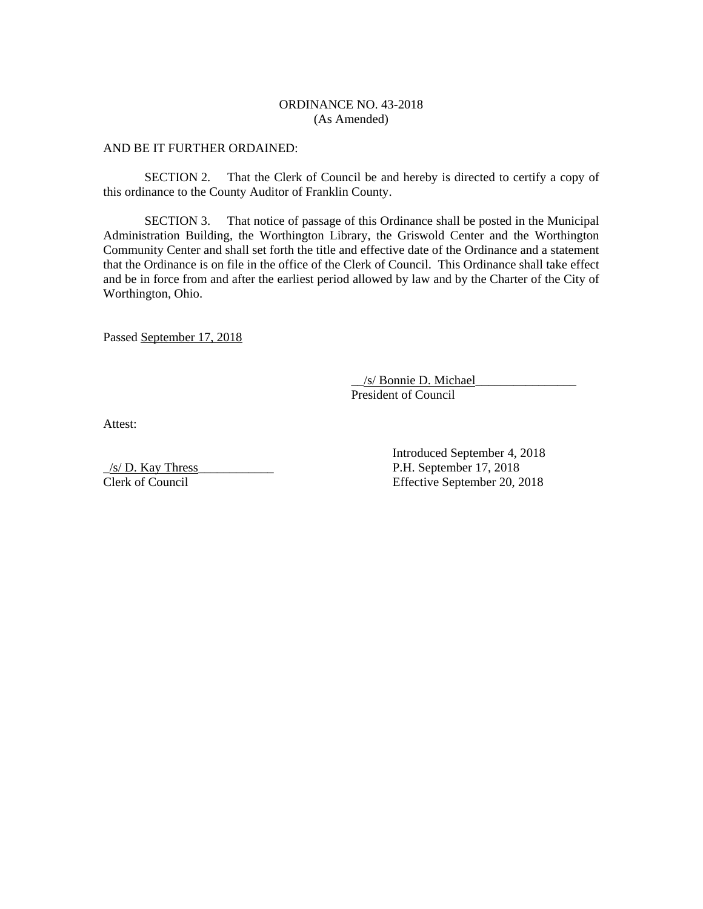ORDINANCE NO. 43-2018
(As Amended)

AND BE IT FURTHER ORDAINED:

SECTION 2. That the Clerk of Council be and hereby is directed to certify a copy of this ordinance to the County Auditor of Franklin County.

SECTION 3. That notice of passage of this Ordinance shall be posted in the Municipal Administration Building, the Worthington Library, the Griswold Center and the Worthington Community Center and shall set forth the title and effective date of the Ordinance and a statement that the Ordinance is on file in the office of the Clerk of Council. This Ordinance shall take effect and be in force from and after the earliest period allowed by law and by the Charter of the City of Worthington, Ohio.

Passed September 17, 2018

__/s/ Bonnie D. Michael________________
President of Council

Attest:

_/s/ D. Kay Thress____________
Clerk of Council

Introduced September 4, 2018
P.H. September 17, 2018
Effective September 20, 2018